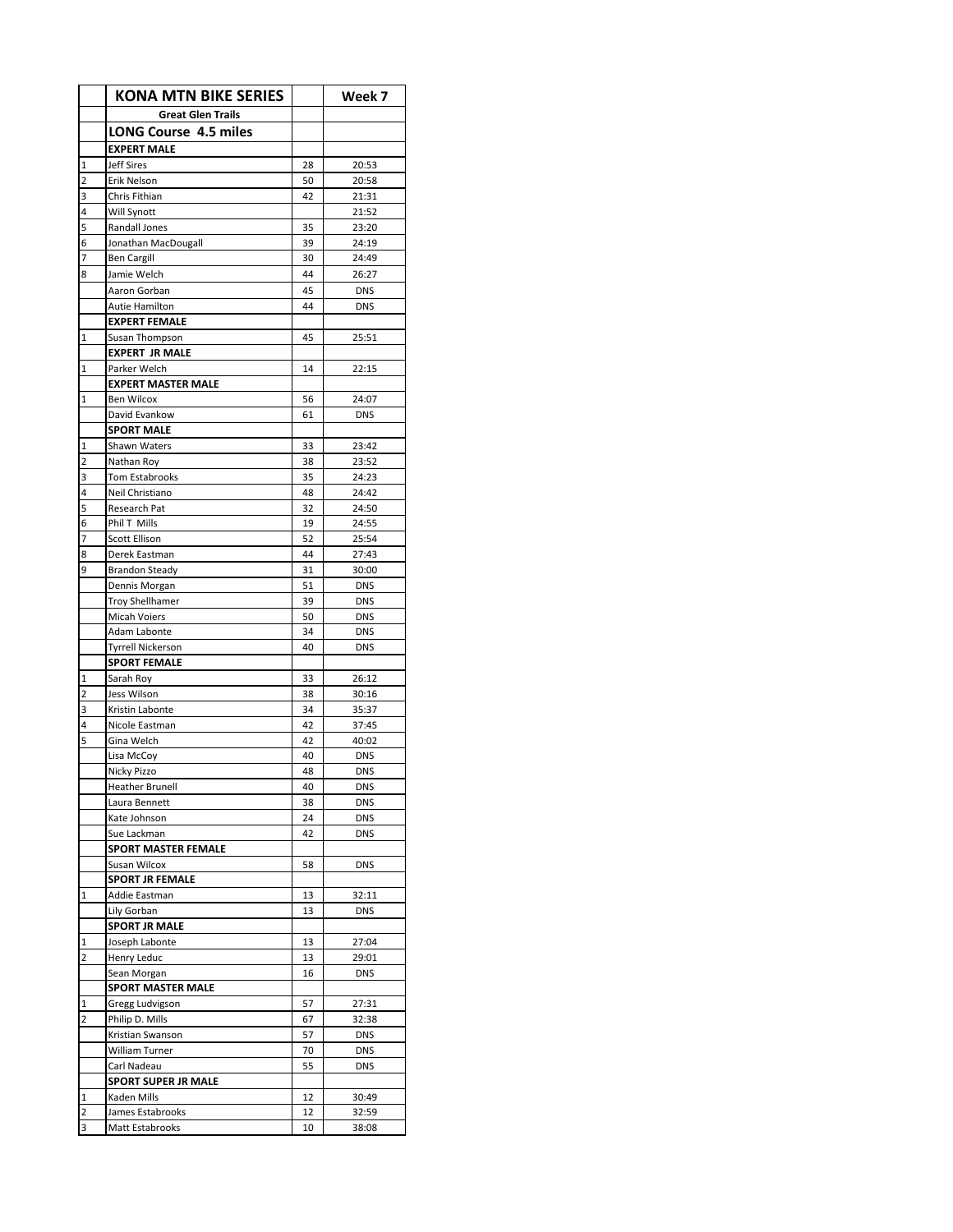| | KONA MTN BIKE SERIES | | Week 7 |
|---|---|---|---|
| | **Great Glen Trails** | | |
| | **LONG Course 4.5 miles** | | |
| | **EXPERT MALE** | | |
| 1 | Jeff Sires | 28 | 20:53 |
| 2 | Erik Nelson | 50 | 20:58 |
| 3 | Chris Fithian | 42 | 21:31 |
| 4 | Will Synott | | 21:52 |
| 5 | Randall Jones | 35 | 23:20 |
| 6 | Jonathan MacDougall | 39 | 24:19 |
| 7 | Ben Cargill | 30 | 24:49 |
| 8 | Jamie Welch | 44 | 26:27 |
| | Aaron Gorban | 45 | DNS |
| | Autie Hamilton | 44 | DNS |
| | **EXPERT FEMALE** | | |
| 1 | Susan Thompson | 45 | 25:51 |
| | **EXPERT JR MALE** | | |
| 1 | Parker Welch | 14 | 22:15 |
| | **EXPERT MASTER MALE** | | |
| 1 | Ben Wilcox | 56 | 24:07 |
| | David Evankow | 61 | DNS |
| | **SPORT MALE** | | |
| 1 | Shawn Waters | 33 | 23:42 |
| 2 | Nathan Roy | 38 | 23:52 |
| 3 | Tom Estabrooks | 35 | 24:23 |
| 4 | Neil Christiano | 48 | 24:42 |
| 5 | Research Pat | 32 | 24:50 |
| 6 | Phil T Mills | 19 | 24:55 |
| 7 | Scott Ellison | 52 | 25:54 |
| 8 | Derek Eastman | 44 | 27:43 |
| 9 | Brandon Steady | 31 | 30:00 |
| | Dennis Morgan | 51 | DNS |
| | Troy Shellhamer | 39 | DNS |
| | Micah Voiers | 50 | DNS |
| | Adam Labonte | 34 | DNS |
| | Tyrrell Nickerson | 40 | DNS |
| | **SPORT FEMALE** | | |
| 1 | Sarah Roy | 33 | 26:12 |
| 2 | Jess Wilson | 38 | 30:16 |
| 3 | Kristin Labonte | 34 | 35:37 |
| 4 | Nicole Eastman | 42 | 37:45 |
| 5 | Gina Welch | 42 | 40:02 |
| | Lisa McCoy | 40 | DNS |
| | Nicky Pizzo | 48 | DNS |
| | Heather Brunell | 40 | DNS |
| | Laura Bennett | 38 | DNS |
| | Kate Johnson | 24 | DNS |
| | Sue Lackman | 42 | DNS |
| | **SPORT MASTER FEMALE** | | |
| | Susan Wilcox | 58 | DNS |
| | **SPORT JR FEMALE** | | |
| 1 | Addie Eastman | 13 | 32:11 |
| | Lily Gorban | 13 | DNS |
| | **SPORT JR MALE** | | |
| 1 | Joseph Labonte | 13 | 27:04 |
| 2 | Henry Leduc | 13 | 29:01 |
| | Sean Morgan | 16 | DNS |
| | **SPORT MASTER MALE** | | |
| 1 | Gregg Ludvigson | 57 | 27:31 |
| 2 | Philip D. Mills | 67 | 32:38 |
| | Kristian Swanson | 57 | DNS |
| | William Turner | 70 | DNS |
| | Carl Nadeau | 55 | DNS |
| | **SPORT SUPER JR MALE** | | |
| 1 | Kaden Mills | 12 | 30:49 |
| 2 | James Estabrooks | 12 | 32:59 |
| 3 | Matt Estabrooks | 10 | 38:08 |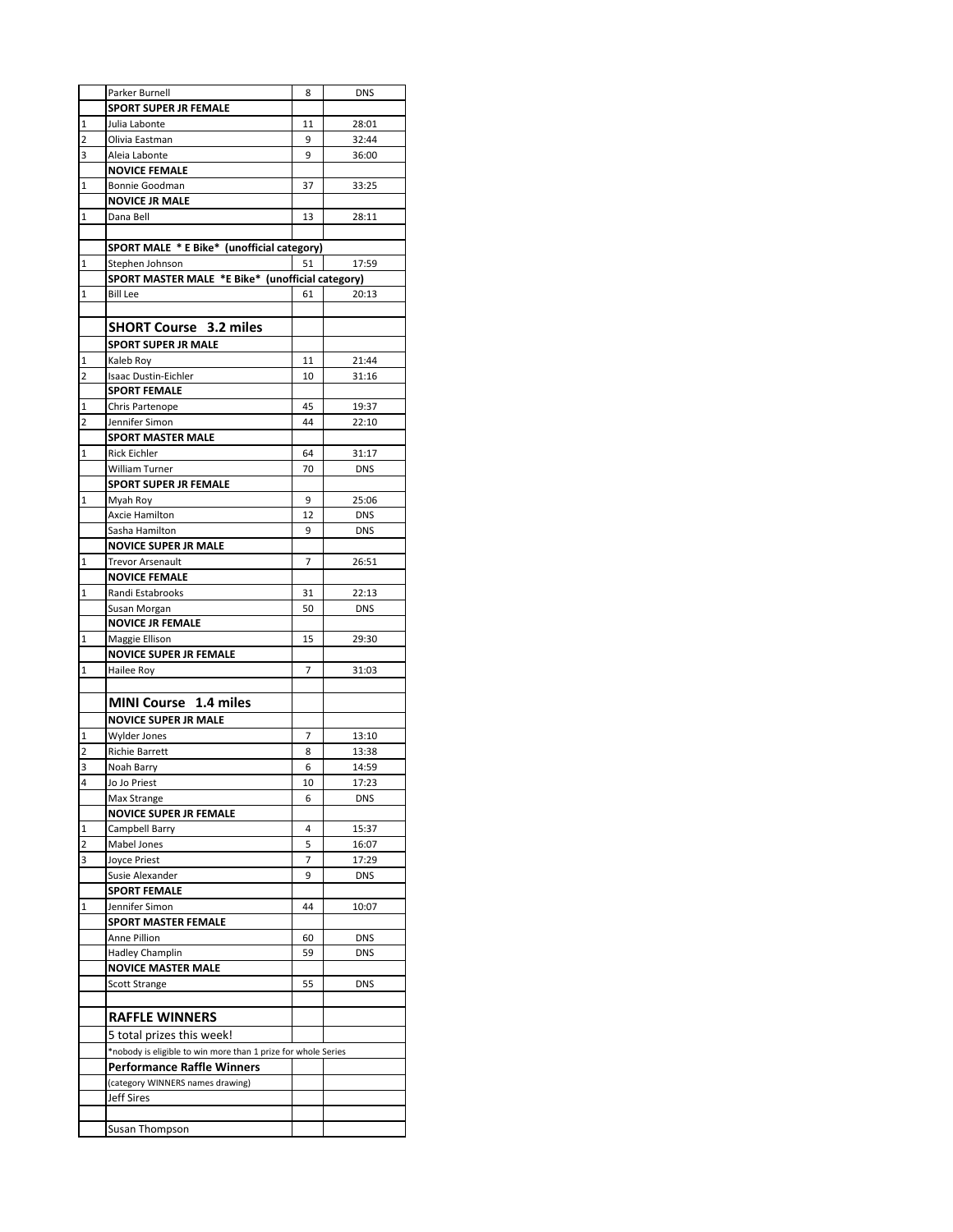|  |  |  |  |
|---|---|---|---|
|  | Parker Burnell | 8 | DNS |
|  | **SPORT SUPER JR FEMALE** |  |  |
| 1 | Julia Labonte | 11 | 28:01 |
| 2 | Olivia Eastman | 9 | 32:44 |
| 3 | Aleia Labonte | 9 | 36:00 |
|  | **NOVICE FEMALE** |  |  |
| 1 | Bonnie Goodman | 37 | 33:25 |
|  | **NOVICE JR MALE** |  |  |
| 1 | Dana Bell | 13 | 28:11 |
|  |  |  |  |
|  | **SPORT MALE * E Bike* (unofficial category)** |  |  |
| 1 | Stephen Johnson | 51 | 17:59 |
|  | **SPORT MASTER MALE *E Bike* (unofficial category)** |  |  |
| 1 | Bill Lee | 61 | 20:13 |
|  |  |  |  |
|  | **SHORT Course 3.2 miles** |  |  |
|  | **SPORT SUPER JR MALE** |  |  |
| 1 | Kaleb Roy | 11 | 21:44 |
| 2 | Isaac Dustin-Eichler | 10 | 31:16 |
|  | **SPORT FEMALE** |  |  |
| 1 | Chris Partenope | 45 | 19:37 |
| 2 | Jennifer Simon | 44 | 22:10 |
|  | **SPORT MASTER MALE** |  |  |
| 1 | Rick Eichler | 64 | 31:17 |
|  | William Turner | 70 | DNS |
|  | **SPORT SUPER JR FEMALE** |  |  |
| 1 | Myah Roy | 9 | 25:06 |
|  | Axcie Hamilton | 12 | DNS |
|  | Sasha Hamilton | 9 | DNS |
|  | **NOVICE SUPER JR MALE** |  |  |
| 1 | Trevor Arsenault | 7 | 26:51 |
|  | **NOVICE FEMALE** |  |  |
| 1 | Randi Estabrooks | 31 | 22:13 |
|  | Susan Morgan | 50 | DNS |
|  | **NOVICE JR FEMALE** |  |  |
| 1 | Maggie Ellison | 15 | 29:30 |
|  | **NOVICE SUPER JR FEMALE** |  |  |
| 1 | Hailee Roy | 7 | 31:03 |
|  |  |  |  |
|  | **MINI Course 1.4 miles** |  |  |
|  | **NOVICE SUPER JR MALE** |  |  |
| 1 | Wylder Jones | 7 | 13:10 |
| 2 | Richie Barrett | 8 | 13:38 |
| 3 | Noah Barry | 6 | 14:59 |
| 4 | Jo Jo Priest | 10 | 17:23 |
|  | Max Strange | 6 | DNS |
|  | **NOVICE SUPER JR FEMALE** |  |  |
| 1 | Campbell Barry | 4 | 15:37 |
| 2 | Mabel Jones | 5 | 16:07 |
| 3 | Joyce Priest | 7 | 17:29 |
|  | Susie Alexander | 9 | DNS |
|  | **SPORT FEMALE** |  |  |
| 1 | Jennifer Simon | 44 | 10:07 |
|  | **SPORT MASTER FEMALE** |  |  |
|  | Anne Pillion | 60 | DNS |
|  | Hadley Champlin | 59 | DNS |
|  | **NOVICE MASTER MALE** |  |  |
|  | Scott Strange | 55 | DNS |
|  |  |  |  |
|  | **RAFFLE WINNERS** |  |  |
|  | 5 total prizes this week! |  |  |
|  | *nobody is eligible to win more than 1 prize for whole Series |  |  |
|  | **Performance Raffle Winners** |  |  |
|  | (category WINNERS names drawing) |  |  |
|  | Jeff Sires |  |  |
|  |  |  |  |
|  | Susan Thompson |  |  |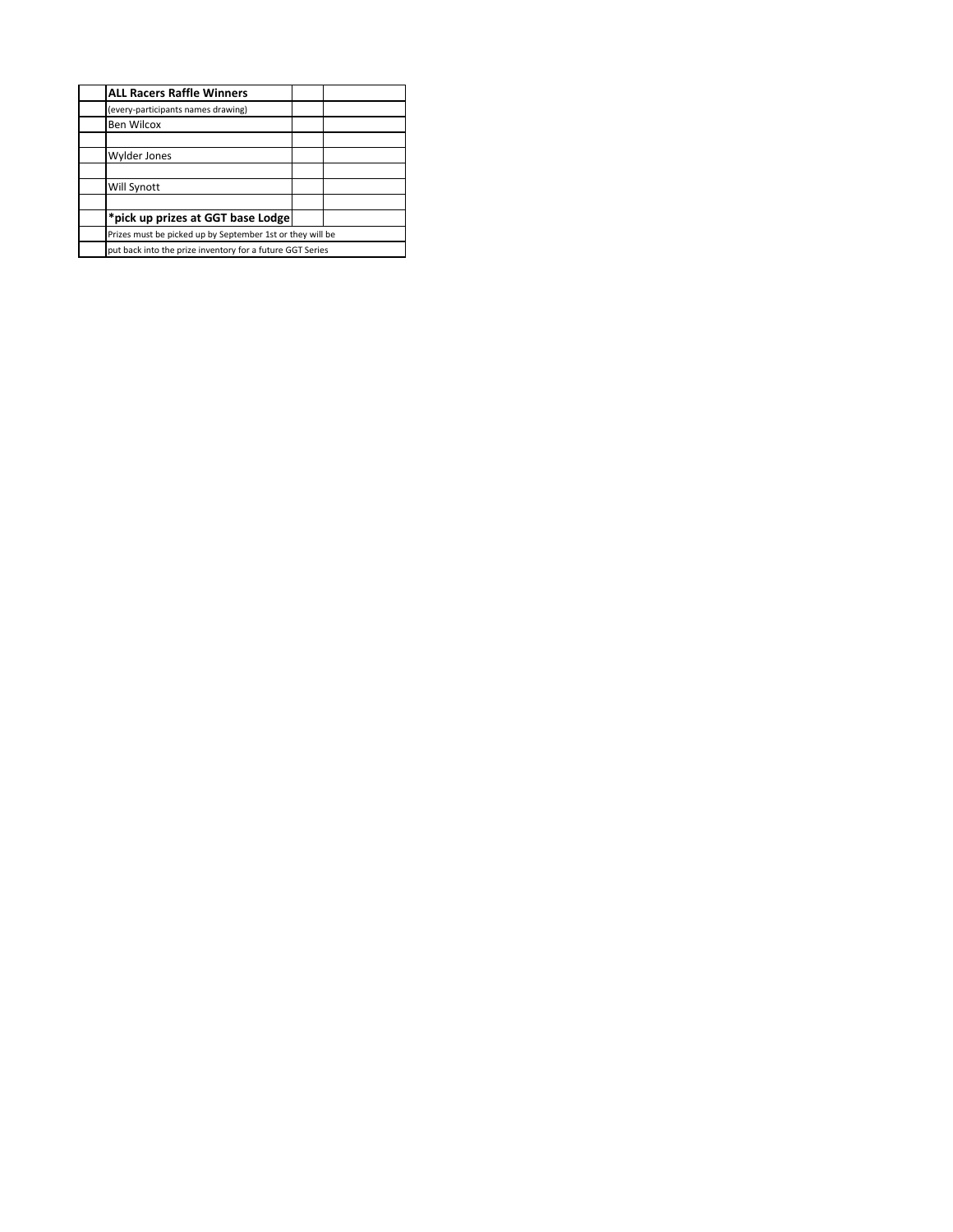| | | | |
|---|---|---|---|
| | **ALL Racers Raffle Winners** | | |
| | (every-participants names drawing) | | |
| | Ben Wilcox | | |
| | | | |
| | Wylder Jones | | |
| | | | |
| | Will Synott | | |
| | | | |
| | **\*pick up prizes at GGT base Lodge** | | |
| | Prizes must be picked up by September 1st or they will be | | |
| | put back into the prize inventory for a future GGT Series | | |